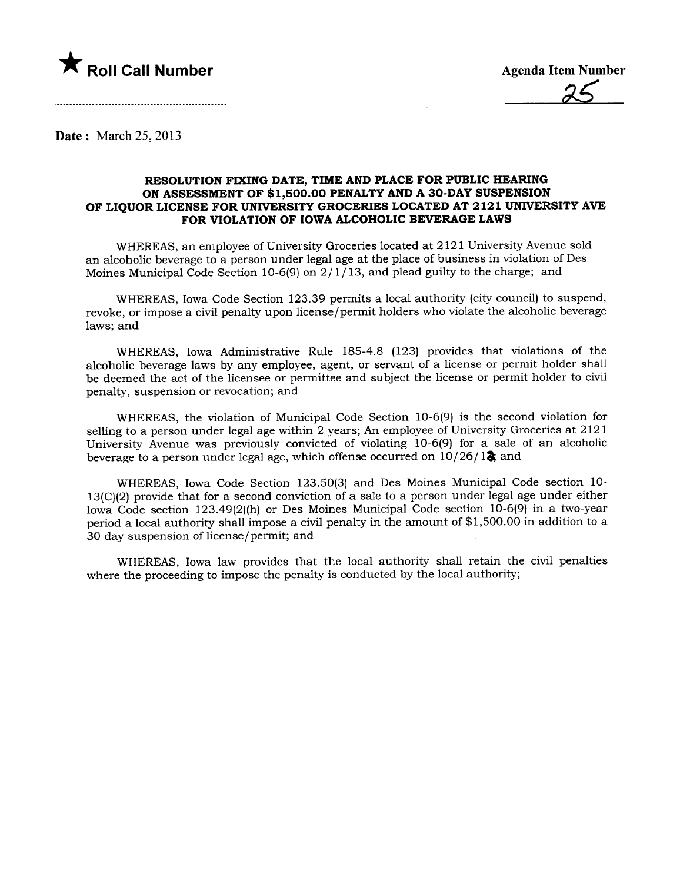★ **Roll Call Number**

Agenda Item Number

25

Date : March 25, 2013

### RESOLUTION FIXING DATE, TIME AND PLACE FOR PUBLIC HEARING ON ASSESSMENT OF $1,500.00 PENALTY AND A 30-DAY SUSPENSION OF LIQUOR LICENSE FOR UNIVERSITY GROCERIES LOCATED AT 2121 UNIVERSITY AVE FOR VIOLATION OF IOWA ALCOHOLIC BEVERAGE LAWS

WHEREAS, an employee of University Groceries located at 2121 University Avenue sold an alcoholic beverage to a person under legal age at the place of business in violation of Des Moines Municipal Code Section 10-6(9) on 2/1/13, and plead guilty to the charge; and

WHEREAS, Iowa Code Section 123.39 permits a local authority (city council) to suspend, revoke, or impose a civil penalty upon license/permit holders who violate the alcoholic beverage laws; and

WHEREAS, Iowa Administrative Rule 185-4.8 (123) provides that violations of the alcoholic beverage laws by any employee, agent, or servant of a license or permit holder shall be deemed the act of the licensee or permittee and subject the license or permit holder to civil penalty, suspension or revocation; and

WHEREAS, the violation of Municipal Code Section 10-6(9) is the second violation for selling to a person under legal age within 2 years; An employee of University Groceries at 2121 University Avenue was previously convicted of violating 10-6(9) for a sale of an alcoholic beverage to a person under legal age, which offense occurred on 10/26/12; and

WHEREAS, Iowa Code Section 123.50(3) and Des Moines Municipal Code section 10-13(C)(2) provide that for a second conviction of a sale to a person under legal age under either Iowa Code section 123.49(2)(h) or Des Moines Municipal Code section 10-6(9) in a two-year period a local authority shall impose a civil penalty in the amount of $1,500.00 in addition to a 30 day suspension of license/permit; and

WHEREAS, Iowa law provides that the local authority shall retain the civil penalties where the proceeding to impose the penalty is conducted by the local authority;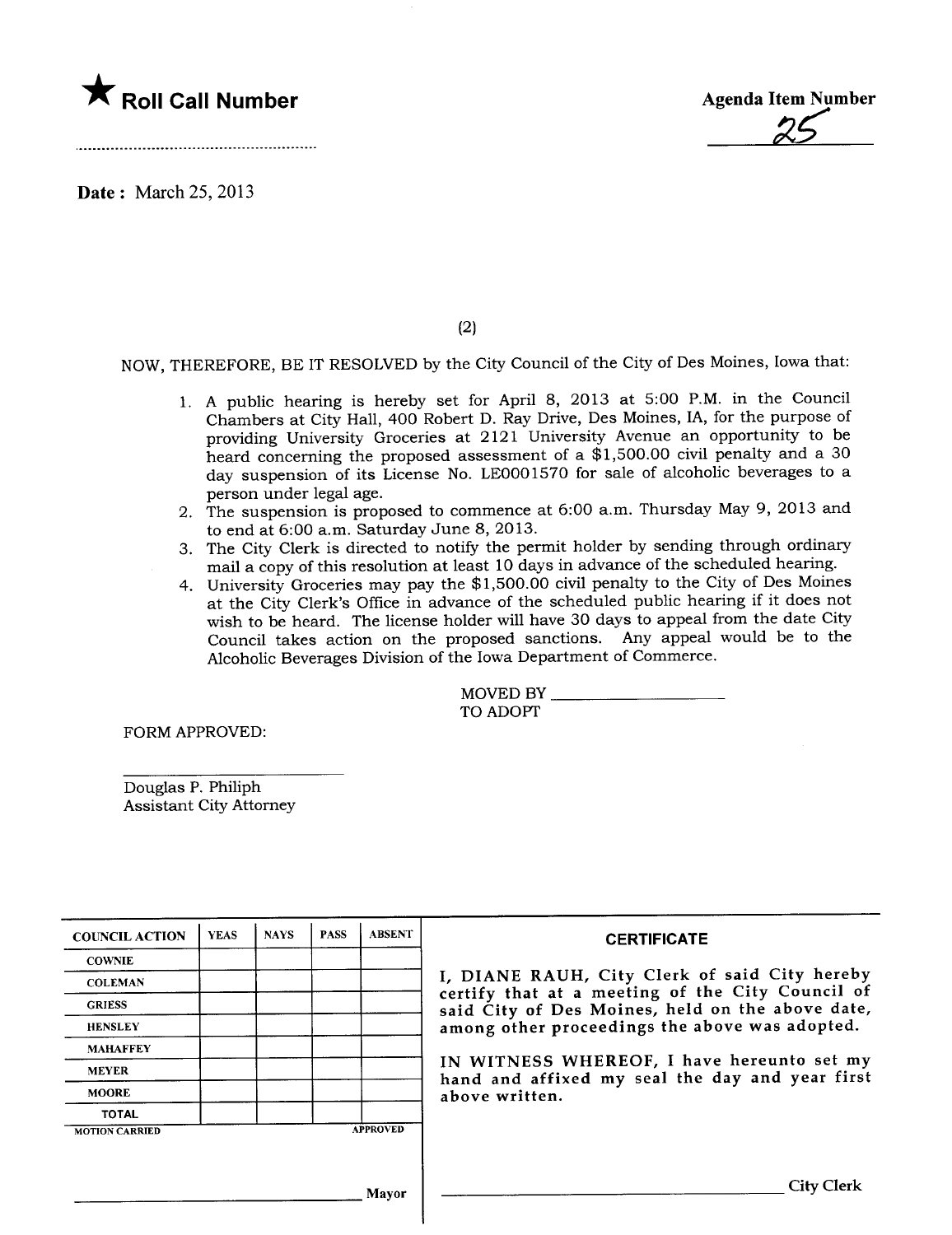★ **Roll Call Number**

..........................................................

**Agenda Item Number**

25

**Date :** March 25, 2013

(2)

NOW, THEREFORE, BE IT RESOLVED by the City Council of the City of Des Moines, Iowa that:

1. A public hearing is hereby set for April 8, 2013 at 5:00 P.M. in the Council Chambers at City Hall, 400 Robert D. Ray Drive, Des Moines, IA, for the purpose of providing University Groceries at 2121 University Avenue an opportunity to be heard concerning the proposed assessment of a $1,500.00 civil penalty and a 30 day suspension of its License No. LE0001570 for sale of alcoholic beverages to a person under legal age.
2. The suspension is proposed to commence at 6:00 a.m. Thursday May 9, 2013 and to end at 6:00 a.m. Saturday June 8, 2013.
3. The City Clerk is directed to notify the permit holder by sending through ordinary mail a copy of this resolution at least 10 days in advance of the scheduled hearing.
4. University Groceries may pay the $1,500.00 civil penalty to the City of Des Moines at the City Clerk's Office in advance of the scheduled public hearing if it does not wish to be heard. The license holder will have 30 days to appeal from the date City Council takes action on the proposed sanctions. Any appeal would be to the Alcoholic Beverages Division of the Iowa Department of Commerce.

MOVED BY ____________________
TO ADOPT

FORM APPROVED:

________________________
Douglas P. Philiph
Assistant City Attorney

| COUNCIL ACTION | YEAS | NAYS | PASS | ABSENT |
|---|---|---|---|---|
| COWNIE | | | | |
| COLEMAN | | | | |
| GRIESS | | | | |
| HENSLEY | | | | |
| MAHAFFEY | | | | |
| MEYER | | | | |
| MOORE | | | | |
| TOTAL | | | | |

MOTION CARRIED APPROVED

________________________ Mayor

**CERTIFICATE**

I, DIANE RAUH, City Clerk of said City hereby certify that at a meeting of the City Council of said City of Des Moines, held on the above date, among other proceedings the above was adopted.

IN WITNESS WHEREOF, I have hereunto set my hand and affixed my seal the day and year first above written.

________________________ City Clerk